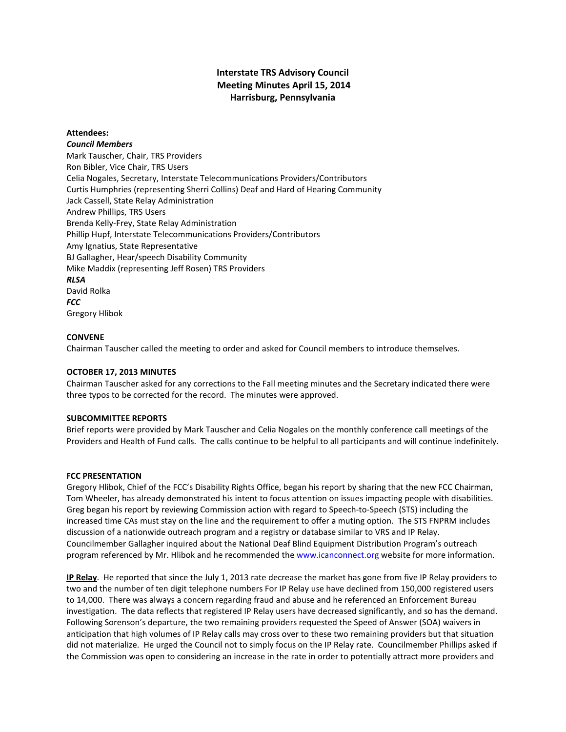# Interstate TRS Advisory Council
## Meeting Minutes April 15, 2014
## Harrisburg, Pennsylvania

**Attendees:**

***Council Members***

Mark Tauscher, Chair, TRS Providers
Ron Bibler, Vice Chair, TRS Users
Celia Nogales, Secretary, Interstate Telecommunications Providers/Contributors
Curtis Humphries (representing Sherri Collins) Deaf and Hard of Hearing Community
Jack Cassell, State Relay Administration
Andrew Phillips, TRS Users
Brenda Kelly-Frey, State Relay Administration
Phillip Hupf, Interstate Telecommunications Providers/Contributors
Amy Ignatius, State Representative
BJ Gallagher, Hear/speech Disability Community
Mike Maddix (representing Jeff Rosen) TRS Providers

***RLSA***

David Rolka

***FCC***

Gregory Hlibok

**CONVENE**

Chairman Tauscher called the meeting to order and asked for Council members to introduce themselves.

**OCTOBER 17, 2013 MINUTES**

Chairman Tauscher asked for any corrections to the Fall meeting minutes and the Secretary indicated there were three typos to be corrected for the record. The minutes were approved.

**SUBCOMMITTEE REPORTS**

Brief reports were provided by Mark Tauscher and Celia Nogales on the monthly conference call meetings of the Providers and Health of Fund calls. The calls continue to be helpful to all participants and will continue indefinitely.

**FCC PRESENTATION**

Gregory Hlibok, Chief of the FCC's Disability Rights Office, began his report by sharing that the new FCC Chairman, Tom Wheeler, has already demonstrated his intent to focus attention on issues impacting people with disabilities. Greg began his report by reviewing Commission action with regard to Speech-to-Speech (STS) including the increased time CAs must stay on the line and the requirement to offer a muting option. The STS FNPRM includes discussion of a nationwide outreach program and a registry or database similar to VRS and IP Relay. Councilmember Gallagher inquired about the National Deaf Blind Equipment Distribution Program's outreach program referenced by Mr. Hlibok and he recommended the www.icanconnect.org website for more information.

**IP Relay**. He reported that since the July 1, 2013 rate decrease the market has gone from five IP Relay providers to two and the number of ten digit telephone numbers For IP Relay use have declined from 150,000 registered users to 14,000. There was always a concern regarding fraud and abuse and he referenced an Enforcement Bureau investigation. The data reflects that registered IP Relay users have decreased significantly, and so has the demand. Following Sorenson's departure, the two remaining providers requested the Speed of Answer (SOA) waivers in anticipation that high volumes of IP Relay calls may cross over to these two remaining providers but that situation did not materialize. He urged the Council not to simply focus on the IP Relay rate. Councilmember Phillips asked if the Commission was open to considering an increase in the rate in order to potentially attract more providers and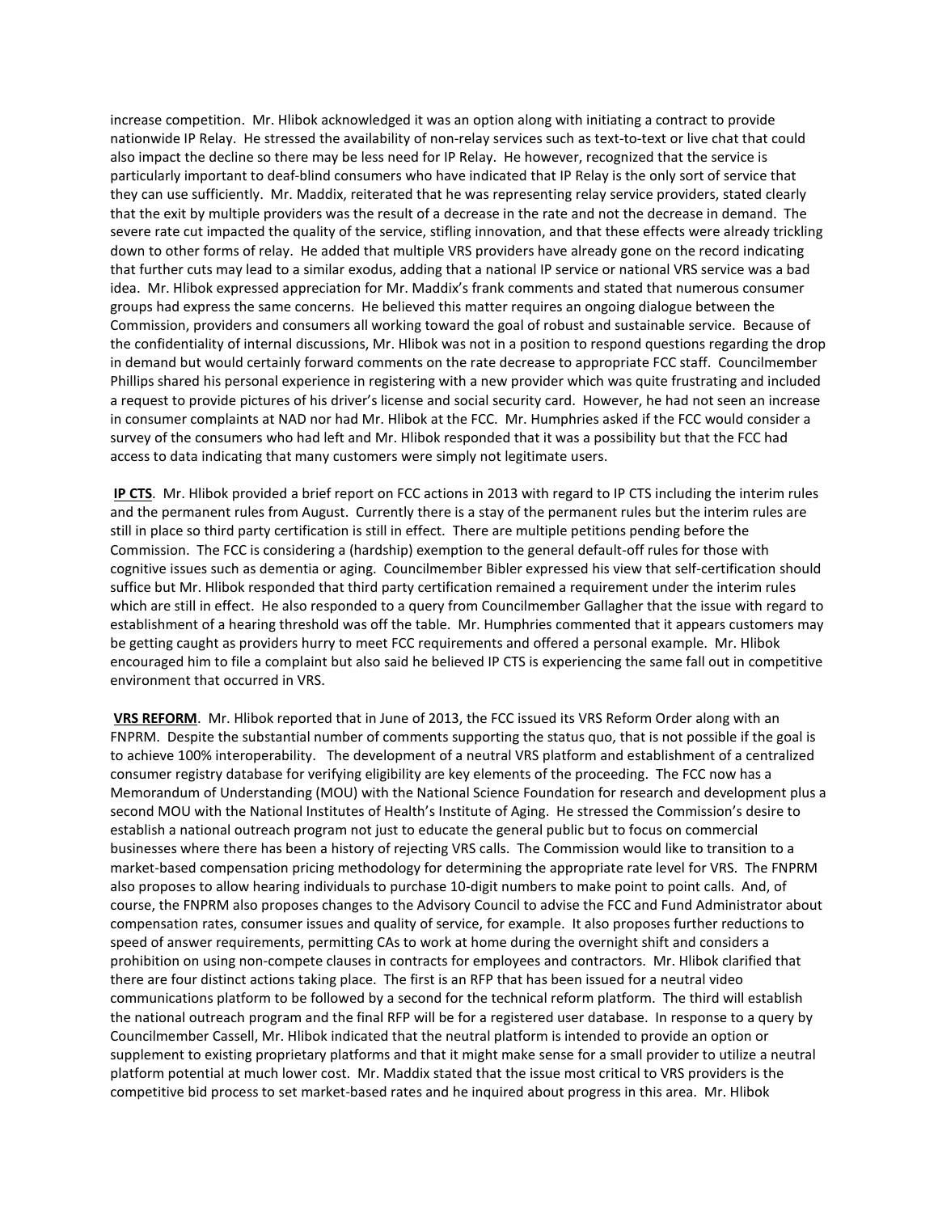increase competition. Mr. Hlibok acknowledged it was an option along with initiating a contract to provide nationwide IP Relay. He stressed the availability of non-relay services such as text-to-text or live chat that could also impact the decline so there may be less need for IP Relay. He however, recognized that the service is particularly important to deaf-blind consumers who have indicated that IP Relay is the only sort of service that they can use sufficiently. Mr. Maddix, reiterated that he was representing relay service providers, stated clearly that the exit by multiple providers was the result of a decrease in the rate and not the decrease in demand. The severe rate cut impacted the quality of the service, stifling innovation, and that these effects were already trickling down to other forms of relay. He added that multiple VRS providers have already gone on the record indicating that further cuts may lead to a similar exodus, adding that a national IP service or national VRS service was a bad idea. Mr. Hlibok expressed appreciation for Mr. Maddix's frank comments and stated that numerous consumer groups had express the same concerns. He believed this matter requires an ongoing dialogue between the Commission, providers and consumers all working toward the goal of robust and sustainable service. Because of the confidentiality of internal discussions, Mr. Hlibok was not in a position to respond questions regarding the drop in demand but would certainly forward comments on the rate decrease to appropriate FCC staff. Councilmember Phillips shared his personal experience in registering with a new provider which was quite frustrating and included a request to provide pictures of his driver's license and social security card. However, he had not seen an increase in consumer complaints at NAD nor had Mr. Hlibok at the FCC. Mr. Humphries asked if the FCC would consider a survey of the consumers who had left and Mr. Hlibok responded that it was a possibility but that the FCC had access to data indicating that many customers were simply not legitimate users.

**IP CTS**. Mr. Hlibok provided a brief report on FCC actions in 2013 with regard to IP CTS including the interim rules and the permanent rules from August. Currently there is a stay of the permanent rules but the interim rules are still in place so third party certification is still in effect. There are multiple petitions pending before the Commission. The FCC is considering a (hardship) exemption to the general default-off rules for those with cognitive issues such as dementia or aging. Councilmember Bibler expressed his view that self-certification should suffice but Mr. Hlibok responded that third party certification remained a requirement under the interim rules which are still in effect. He also responded to a query from Councilmember Gallagher that the issue with regard to establishment of a hearing threshold was off the table. Mr. Humphries commented that it appears customers may be getting caught as providers hurry to meet FCC requirements and offered a personal example. Mr. Hlibok encouraged him to file a complaint but also said he believed IP CTS is experiencing the same fall out in competitive environment that occurred in VRS.

**VRS REFORM**. Mr. Hlibok reported that in June of 2013, the FCC issued its VRS Reform Order along with an FNPRM. Despite the substantial number of comments supporting the status quo, that is not possible if the goal is to achieve 100% interoperability. The development of a neutral VRS platform and establishment of a centralized consumer registry database for verifying eligibility are key elements of the proceeding. The FCC now has a Memorandum of Understanding (MOU) with the National Science Foundation for research and development plus a second MOU with the National Institutes of Health's Institute of Aging. He stressed the Commission's desire to establish a national outreach program not just to educate the general public but to focus on commercial businesses where there has been a history of rejecting VRS calls. The Commission would like to transition to a market-based compensation pricing methodology for determining the appropriate rate level for VRS. The FNPRM also proposes to allow hearing individuals to purchase 10-digit numbers to make point to point calls. And, of course, the FNPRM also proposes changes to the Advisory Council to advise the FCC and Fund Administrator about compensation rates, consumer issues and quality of service, for example. It also proposes further reductions to speed of answer requirements, permitting CAs to work at home during the overnight shift and considers a prohibition on using non-compete clauses in contracts for employees and contractors. Mr. Hlibok clarified that there are four distinct actions taking place. The first is an RFP that has been issued for a neutral video communications platform to be followed by a second for the technical reform platform. The third will establish the national outreach program and the final RFP will be for a registered user database. In response to a query by Councilmember Cassell, Mr. Hlibok indicated that the neutral platform is intended to provide an option or supplement to existing proprietary platforms and that it might make sense for a small provider to utilize a neutral platform potential at much lower cost. Mr. Maddix stated that the issue most critical to VRS providers is the competitive bid process to set market-based rates and he inquired about progress in this area. Mr. Hlibok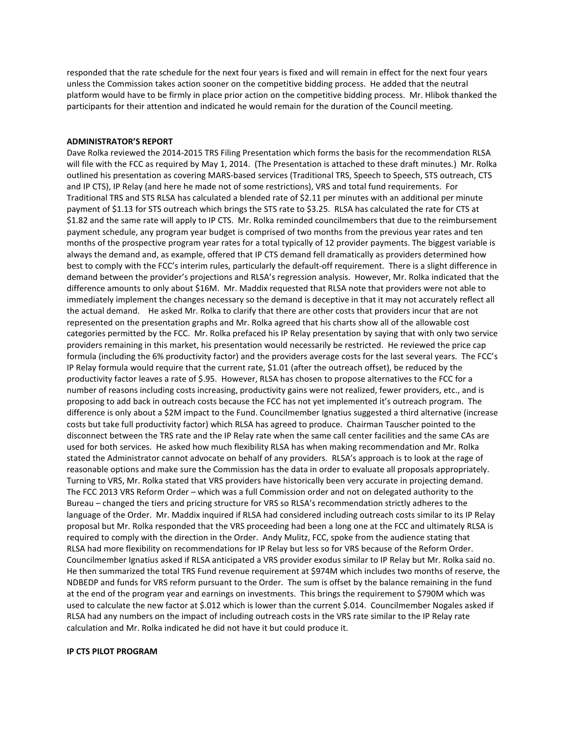responded that the rate schedule for the next four years is fixed and will remain in effect for the next four years unless the Commission takes action sooner on the competitive bidding process. He added that the neutral platform would have to be firmly in place prior action on the competitive bidding process. Mr. Hlibok thanked the participants for their attention and indicated he would remain for the duration of the Council meeting.

**ADMINISTRATOR'S REPORT**

Dave Rolka reviewed the 2014-2015 TRS Filing Presentation which forms the basis for the recommendation RLSA will file with the FCC as required by May 1, 2014. (The Presentation is attached to these draft minutes.) Mr. Rolka outlined his presentation as covering MARS-based services (Traditional TRS, Speech to Speech, STS outreach, CTS and IP CTS), IP Relay (and here he made not of some restrictions), VRS and total fund requirements. For Traditional TRS and STS RLSA has calculated a blended rate of $2.11 per minutes with an additional per minute payment of $1.13 for STS outreach which brings the STS rate to $3.25. RLSA has calculated the rate for CTS at $1.82 and the same rate will apply to IP CTS. Mr. Rolka reminded councilmembers that due to the reimbursement payment schedule, any program year budget is comprised of two months from the previous year rates and ten months of the prospective program year rates for a total typically of 12 provider payments. The biggest variable is always the demand and, as example, offered that IP CTS demand fell dramatically as providers determined how best to comply with the FCC's interim rules, particularly the default-off requirement. There is a slight difference in demand between the provider's projections and RLSA's regression analysis. However, Mr. Rolka indicated that the difference amounts to only about $16M. Mr. Maddix requested that RLSA note that providers were not able to immediately implement the changes necessary so the demand is deceptive in that it may not accurately reflect all the actual demand. He asked Mr. Rolka to clarify that there are other costs that providers incur that are not represented on the presentation graphs and Mr. Rolka agreed that his charts show all of the allowable cost categories permitted by the FCC. Mr. Rolka prefaced his IP Relay presentation by saying that with only two service providers remaining in this market, his presentation would necessarily be restricted. He reviewed the price cap formula (including the 6% productivity factor) and the providers average costs for the last several years. The FCC's IP Relay formula would require that the current rate, $1.01 (after the outreach offset), be reduced by the productivity factor leaves a rate of $.95. However, RLSA has chosen to propose alternatives to the FCC for a number of reasons including costs increasing, productivity gains were not realized, fewer providers, etc., and is proposing to add back in outreach costs because the FCC has not yet implemented it's outreach program. The difference is only about a $2M impact to the Fund. Councilmember Ignatius suggested a third alternative (increase costs but take full productivity factor) which RLSA has agreed to produce. Chairman Tauscher pointed to the disconnect between the TRS rate and the IP Relay rate when the same call center facilities and the same CAs are used for both services. He asked how much flexibility RLSA has when making recommendation and Mr. Rolka stated the Administrator cannot advocate on behalf of any providers. RLSA's approach is to look at the rage of reasonable options and make sure the Commission has the data in order to evaluate all proposals appropriately. Turning to VRS, Mr. Rolka stated that VRS providers have historically been very accurate in projecting demand. The FCC 2013 VRS Reform Order – which was a full Commission order and not on delegated authority to the Bureau – changed the tiers and pricing structure for VRS so RLSA's recommendation strictly adheres to the language of the Order. Mr. Maddix inquired if RLSA had considered including outreach costs similar to its IP Relay proposal but Mr. Rolka responded that the VRS proceeding had been a long one at the FCC and ultimately RLSA is required to comply with the direction in the Order. Andy Mulitz, FCC, spoke from the audience stating that RLSA had more flexibility on recommendations for IP Relay but less so for VRS because of the Reform Order. Councilmember Ignatius asked if RLSA anticipated a VRS provider exodus similar to IP Relay but Mr. Rolka said no. He then summarized the total TRS Fund revenue requirement at $974M which includes two months of reserve, the NDBEDP and funds for VRS reform pursuant to the Order. The sum is offset by the balance remaining in the fund at the end of the program year and earnings on investments. This brings the requirement to $790M which was used to calculate the new factor at $.012 which is lower than the current $.014. Councilmember Nogales asked if RLSA had any numbers on the impact of including outreach costs in the VRS rate similar to the IP Relay rate calculation and Mr. Rolka indicated he did not have it but could produce it.

**IP CTS PILOT PROGRAM**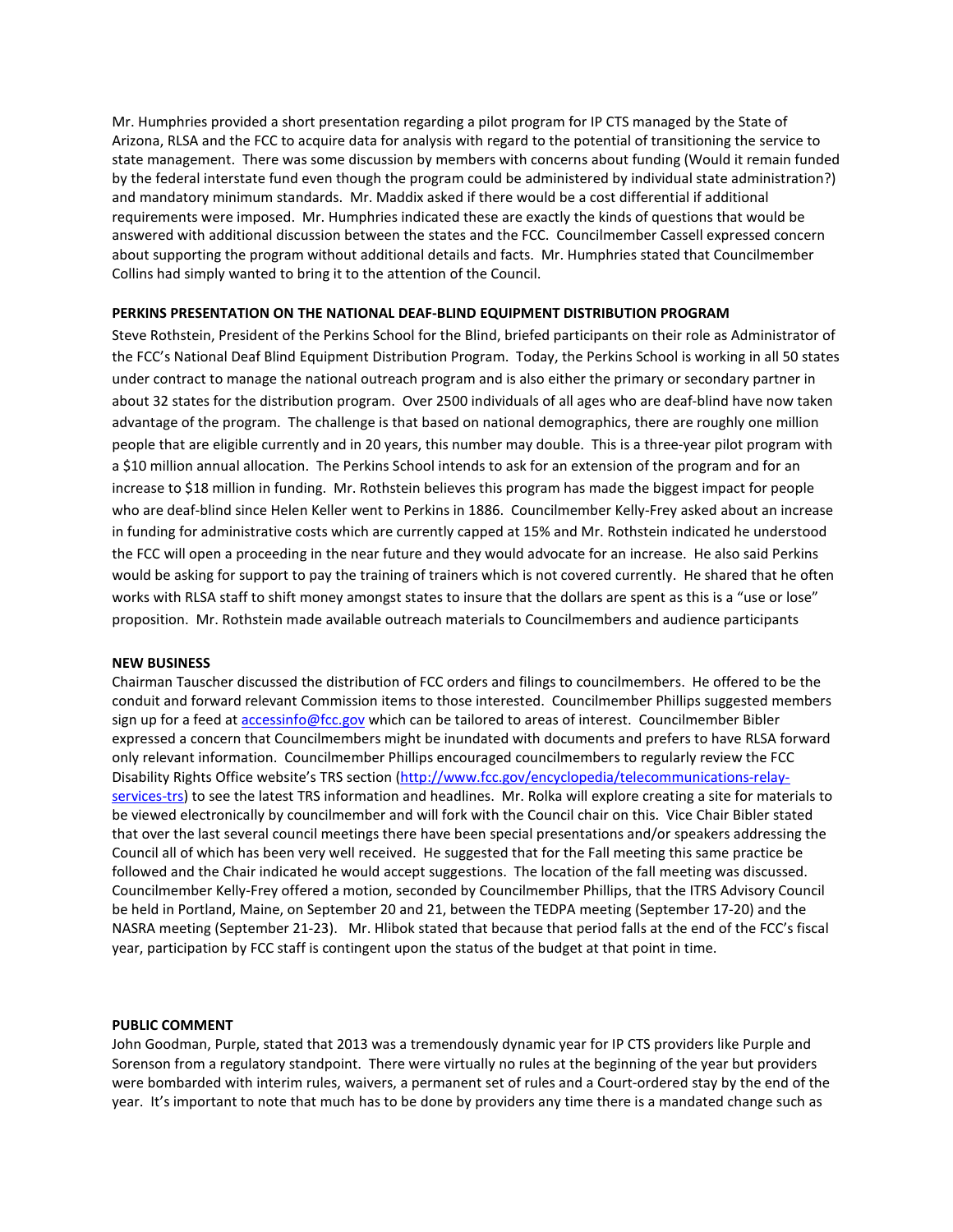Mr. Humphries provided a short presentation regarding a pilot program for IP CTS managed by the State of Arizona, RLSA and the FCC to acquire data for analysis with regard to the potential of transitioning the service to state management. There was some discussion by members with concerns about funding (Would it remain funded by the federal interstate fund even though the program could be administered by individual state administration?) and mandatory minimum standards. Mr. Maddix asked if there would be a cost differential if additional requirements were imposed. Mr. Humphries indicated these are exactly the kinds of questions that would be answered with additional discussion between the states and the FCC. Councilmember Cassell expressed concern about supporting the program without additional details and facts. Mr. Humphries stated that Councilmember Collins had simply wanted to bring it to the attention of the Council.

**PERKINS PRESENTATION ON THE NATIONAL DEAF-BLIND EQUIPMENT DISTRIBUTION PROGRAM**

Steve Rothstein, President of the Perkins School for the Blind, briefed participants on their role as Administrator of the FCC's National Deaf Blind Equipment Distribution Program. Today, the Perkins School is working in all 50 states under contract to manage the national outreach program and is also either the primary or secondary partner in about 32 states for the distribution program. Over 2500 individuals of all ages who are deaf-blind have now taken advantage of the program. The challenge is that based on national demographics, there are roughly one million people that are eligible currently and in 20 years, this number may double. This is a three-year pilot program with a $10 million annual allocation. The Perkins School intends to ask for an extension of the program and for an increase to $18 million in funding. Mr. Rothstein believes this program has made the biggest impact for people who are deaf-blind since Helen Keller went to Perkins in 1886. Councilmember Kelly-Frey asked about an increase in funding for administrative costs which are currently capped at 15% and Mr. Rothstein indicated he understood the FCC will open a proceeding in the near future and they would advocate for an increase. He also said Perkins would be asking for support to pay the training of trainers which is not covered currently. He shared that he often works with RLSA staff to shift money amongst states to insure that the dollars are spent as this is a "use or lose" proposition. Mr. Rothstein made available outreach materials to Councilmembers and audience participants

**NEW BUSINESS**

Chairman Tauscher discussed the distribution of FCC orders and filings to councilmembers. He offered to be the conduit and forward relevant Commission items to those interested. Councilmember Phillips suggested members sign up for a feed at accessinfo@fcc.gov which can be tailored to areas of interest. Councilmember Bibler expressed a concern that Councilmembers might be inundated with documents and prefers to have RLSA forward only relevant information. Councilmember Phillips encouraged councilmembers to regularly review the FCC Disability Rights Office website's TRS section (http://www.fcc.gov/encyclopedia/telecommunications-relay-services-trs) to see the latest TRS information and headlines. Mr. Rolka will explore creating a site for materials to be viewed electronically by councilmember and will fork with the Council chair on this. Vice Chair Bibler stated that over the last several council meetings there have been special presentations and/or speakers addressing the Council all of which has been very well received. He suggested that for the Fall meeting this same practice be followed and the Chair indicated he would accept suggestions. The location of the fall meeting was discussed. Councilmember Kelly-Frey offered a motion, seconded by Councilmember Phillips, that the ITRS Advisory Council be held in Portland, Maine, on September 20 and 21, between the TEDPA meeting (September 17-20) and the NASRA meeting (September 21-23). Mr. Hlibok stated that because that period falls at the end of the FCC's fiscal year, participation by FCC staff is contingent upon the status of the budget at that point in time.

**PUBLIC COMMENT**

John Goodman, Purple, stated that 2013 was a tremendously dynamic year for IP CTS providers like Purple and Sorenson from a regulatory standpoint. There were virtually no rules at the beginning of the year but providers were bombarded with interim rules, waivers, a permanent set of rules and a Court-ordered stay by the end of the year. It's important to note that much has to be done by providers any time there is a mandated change such as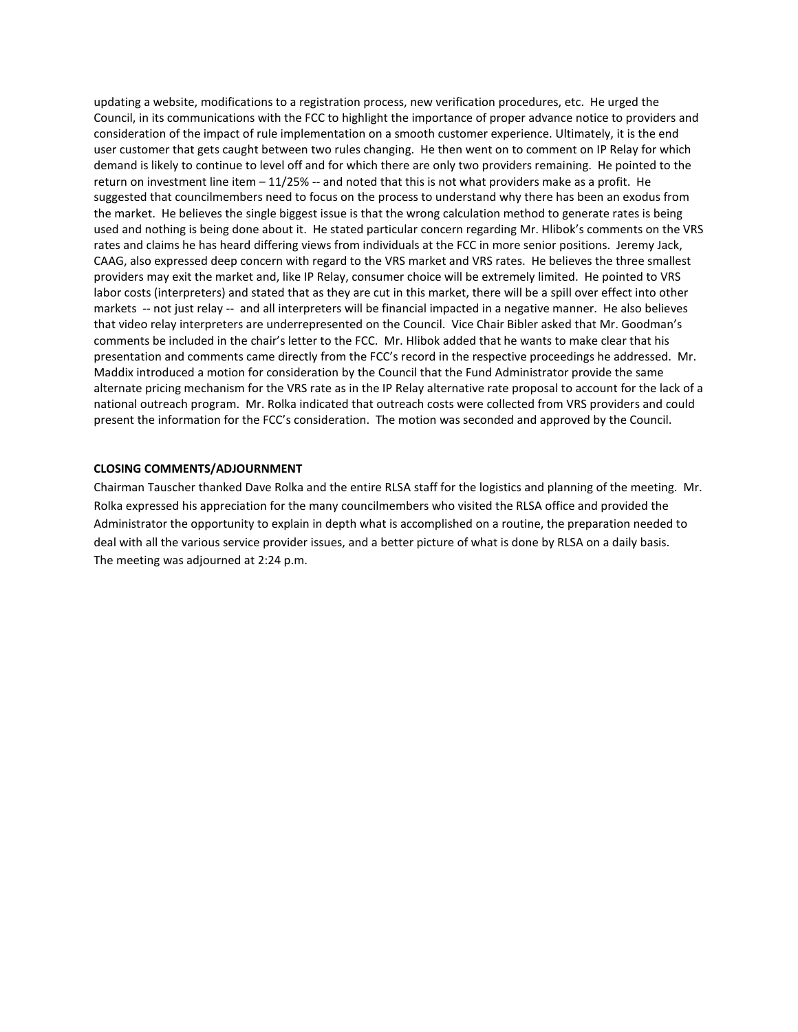updating a website, modifications to a registration process, new verification procedures, etc. He urged the Council, in its communications with the FCC to highlight the importance of proper advance notice to providers and consideration of the impact of rule implementation on a smooth customer experience. Ultimately, it is the end user customer that gets caught between two rules changing. He then went on to comment on IP Relay for which demand is likely to continue to level off and for which there are only two providers remaining. He pointed to the return on investment line item – 11/25% -- and noted that this is not what providers make as a profit. He suggested that councilmembers need to focus on the process to understand why there has been an exodus from the market. He believes the single biggest issue is that the wrong calculation method to generate rates is being used and nothing is being done about it. He stated particular concern regarding Mr. Hlibok's comments on the VRS rates and claims he has heard differing views from individuals at the FCC in more senior positions. Jeremy Jack, CAAG, also expressed deep concern with regard to the VRS market and VRS rates. He believes the three smallest providers may exit the market and, like IP Relay, consumer choice will be extremely limited. He pointed to VRS labor costs (interpreters) and stated that as they are cut in this market, there will be a spill over effect into other markets -- not just relay -- and all interpreters will be financial impacted in a negative manner. He also believes that video relay interpreters are underrepresented on the Council. Vice Chair Bibler asked that Mr. Goodman's comments be included in the chair's letter to the FCC. Mr. Hlibok added that he wants to make clear that his presentation and comments came directly from the FCC's record in the respective proceedings he addressed. Mr. Maddix introduced a motion for consideration by the Council that the Fund Administrator provide the same alternate pricing mechanism for the VRS rate as in the IP Relay alternative rate proposal to account for the lack of a national outreach program. Mr. Rolka indicated that outreach costs were collected from VRS providers and could present the information for the FCC's consideration. The motion was seconded and approved by the Council.

**CLOSING COMMENTS/ADJOURNMENT**

Chairman Tauscher thanked Dave Rolka and the entire RLSA staff for the logistics and planning of the meeting. Mr. Rolka expressed his appreciation for the many councilmembers who visited the RLSA office and provided the Administrator the opportunity to explain in depth what is accomplished on a routine, the preparation needed to deal with all the various service provider issues, and a better picture of what is done by RLSA on a daily basis.
The meeting was adjourned at 2:24 p.m.